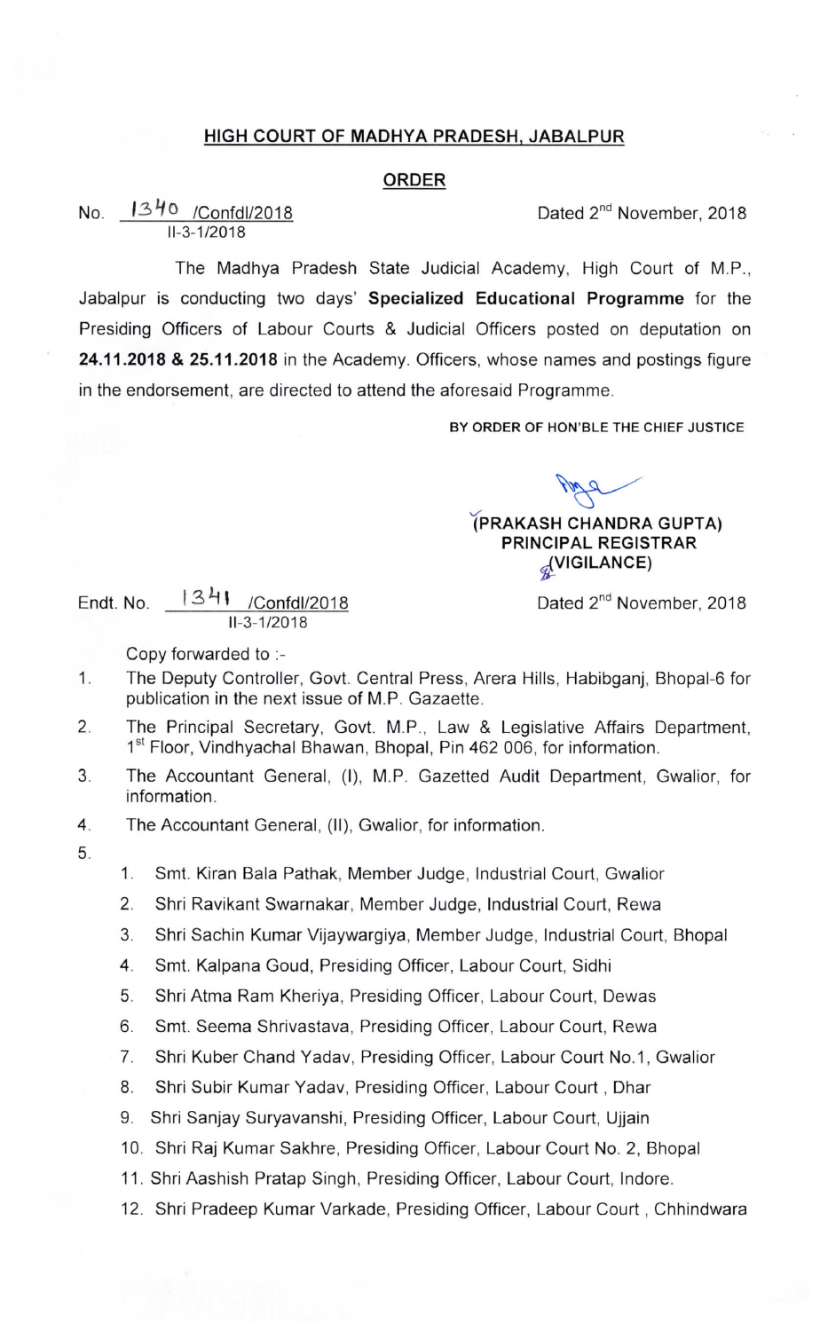## HIGH COURT OF MADHYA PRADESH, JABALPUR

### ORDER

No. 1340 /Confdl/2018
II-3-1/2018

Dated 2nd November, 2018

The Madhya Pradesh State Judicial Academy, High Court of M.P., Jabalpur is conducting two days' **Specialized Educational Programme** for the Presiding Officers of Labour Courts & Judicial Officers posted on deputation on **24.11.2018 & 25.11.2018** in the Academy. Officers, whose names and postings figure in the endorsement, are directed to attend the aforesaid Programme.

BY ORDER OF HON'BLE THE CHIEF JUSTICE

**(PRAKASH CHANDRA GUPTA)**
**PRINCIPAL REGISTRAR**
**(VIGILANCE)**

Endt. No. 1341 /Confdl/2018
II-3-1/2018

Dated 2nd November, 2018

Copy forwarded to :-

1. The Deputy Controller, Govt. Central Press, Arera Hills, Habibganj, Bhopal-6 for publication in the next issue of M.P. Gazaette.
2. The Principal Secretary, Govt. M.P., Law & Legislative Affairs Department, 1st Floor, Vindhyachal Bhawan, Bhopal, Pin 462 006, for information.
3. The Accountant General, (I), M.P. Gazetted Audit Department, Gwalior, for information.
4. The Accountant General, (II), Gwalior, for information.
5.
   1. Smt. Kiran Bala Pathak, Member Judge, Industrial Court, Gwalior
   2. Shri Ravikant Swarnakar, Member Judge, Industrial Court, Rewa
   3. Shri Sachin Kumar Vijaywargiya, Member Judge, Industrial Court, Bhopal
   4. Smt. Kalpana Goud, Presiding Officer, Labour Court, Sidhi
   5. Shri Atma Ram Kheriya, Presiding Officer, Labour Court, Dewas
   6. Smt. Seema Shrivastava, Presiding Officer, Labour Court, Rewa
   7. Shri Kuber Chand Yadav, Presiding Officer, Labour Court No.1, Gwalior
   8. Shri Subir Kumar Yadav, Presiding Officer, Labour Court , Dhar
   9. Shri Sanjay Suryavanshi, Presiding Officer, Labour Court, Ujjain
   10. Shri Raj Kumar Sakhre, Presiding Officer, Labour Court No. 2, Bhopal
   11. Shri Aashish Pratap Singh, Presiding Officer, Labour Court, Indore.
   12. Shri Pradeep Kumar Varkade, Presiding Officer, Labour Court , Chhindwara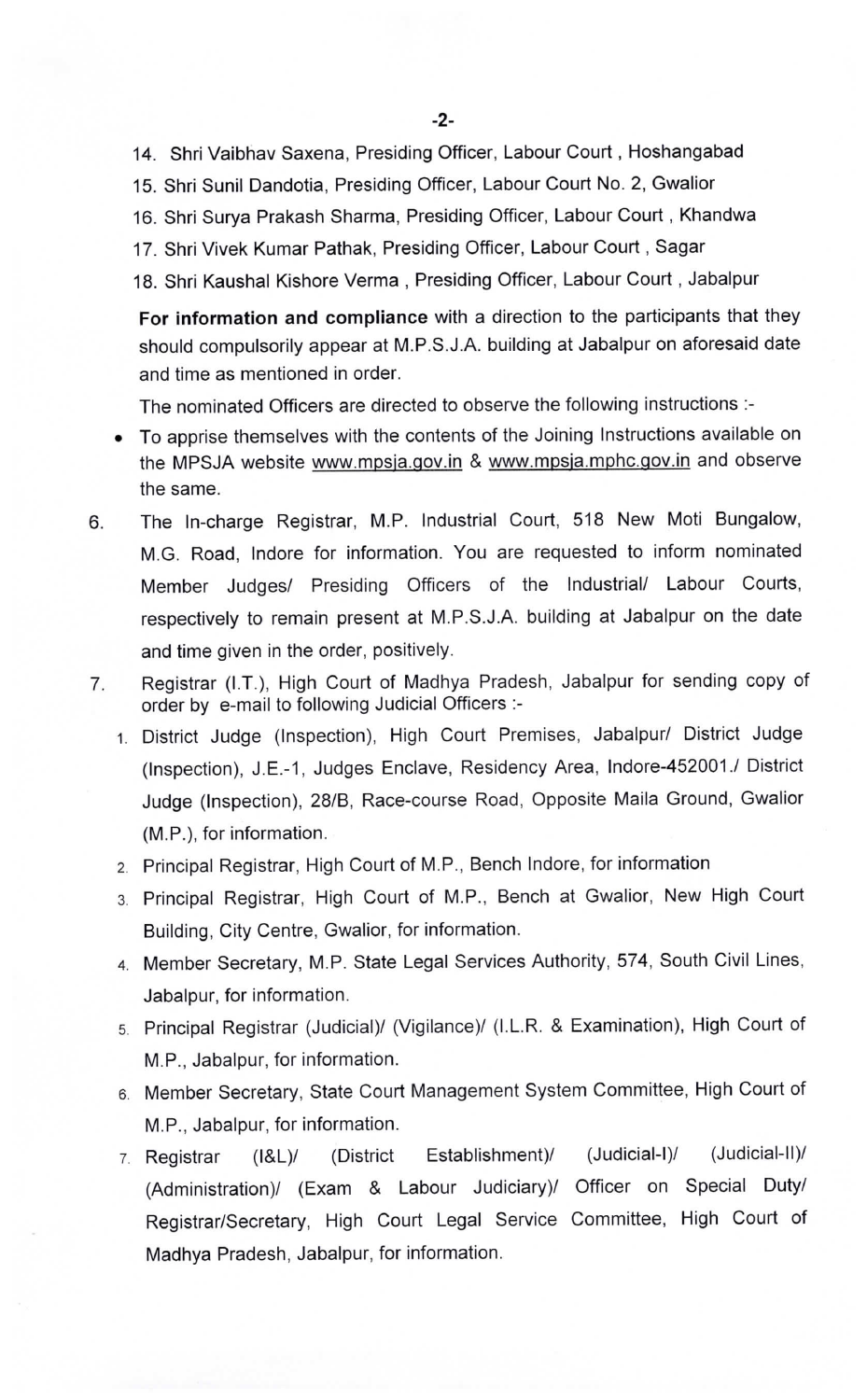14. Shri Vaibhav Saxena, Presiding Officer, Labour Court , Hoshangabad
15. Shri Sunil Dandotia, Presiding Officer, Labour Court No. 2, Gwalior
16. Shri Surya Prakash Sharma, Presiding Officer, Labour Court , Khandwa
17. Shri Vivek Kumar Pathak, Presiding Officer, Labour Court , Sagar
18. Shri Kaushal Kishore Verma , Presiding Officer, Labour Court , Jabalpur

**For information and compliance** with a direction to the participants that they should compulsorily appear at M.P.S.J.A. building at Jabalpur on aforesaid date and time as mentioned in order.

The nominated Officers are directed to observe the following instructions :-

- To apprise themselves with the contents of the Joining Instructions available on the MPSJA website www.mpsja.gov.in & www.mpsja.mphc.gov.in and observe the same.

6. The In-charge Registrar, M.P. Industrial Court, 518 New Moti Bungalow, M.G. Road, Indore for information. You are requested to inform nominated Member Judges/ Presiding Officers of the Industrial/ Labour Courts, respectively to remain present at M.P.S.J.A. building at Jabalpur on the date and time given in the order, positively.

7. Registrar (I.T.), High Court of Madhya Pradesh, Jabalpur for sending copy of order by e-mail to following Judicial Officers :-
   1. District Judge (Inspection), High Court Premises, Jabalpur/ District Judge (Inspection), J.E.-1, Judges Enclave, Residency Area, Indore-452001./ District Judge (Inspection), 28/B, Race-course Road, Opposite Maila Ground, Gwalior (M.P.), for information.
   2. Principal Registrar, High Court of M.P., Bench Indore, for information
   3. Principal Registrar, High Court of M.P., Bench at Gwalior, New High Court Building, City Centre, Gwalior, for information.
   4. Member Secretary, M.P. State Legal Services Authority, 574, South Civil Lines, Jabalpur, for information.
   5. Principal Registrar (Judicial)/ (Vigilance)/ (I.L.R. & Examination), High Court of M.P., Jabalpur, for information.
   6. Member Secretary, State Court Management System Committee, High Court of M.P., Jabalpur, for information.
   7. Registrar (I&L)/ (District Establishment)/ (Judicial-I)/ (Judicial-II)/ (Administration)/ (Exam & Labour Judiciary)/ Officer on Special Duty/ Registrar/Secretary, High Court Legal Service Committee, High Court of Madhya Pradesh, Jabalpur, for information.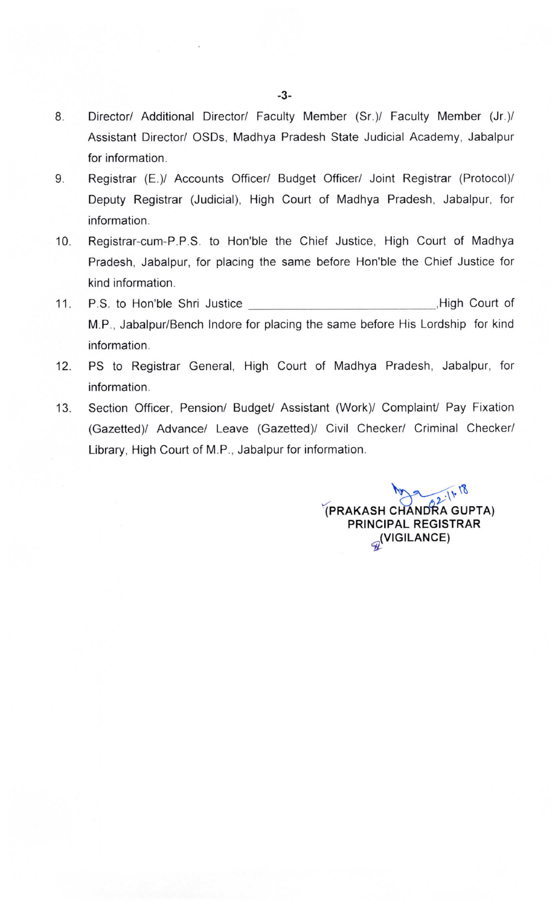8. Director/ Additional Director/ Faculty Member (Sr.)/ Faculty Member (Jr.)/ Assistant Director/ OSDs, Madhya Pradesh State Judicial Academy, Jabalpur for information.

9. Registrar (E.)/ Accounts Officer/ Budget Officer/ Joint Registrar (Protocol)/ Deputy Registrar (Judicial), High Court of Madhya Pradesh, Jabalpur, for information.

10. Registrar-cum-P.P.S. to Hon'ble the Chief Justice, High Court of Madhya Pradesh, Jabalpur, for placing the same before Hon'ble the Chief Justice for kind information.

11. P.S. to Hon'ble Shri Justice \_\_\_\_\_\_\_\_\_\_\_\_\_\_\_\_\_\_\_\_\_\_\_\_\_\_\_\_\_\_,High Court of M.P., Jabalpur/Bench Indore for placing the same before His Lordship for kind information.

12. PS to Registrar General, High Court of Madhya Pradesh, Jabalpur, for information.

13. Section Officer, Pension/ Budget/ Assistant (Work)/ Complaint/ Pay Fixation (Gazetted)/ Advance/ Leave (Gazetted)/ Civil Checker/ Criminal Checker/ Library, High Court of M.P., Jabalpur for information.

02.1.18

**(PRAKASH CHANDRA GUPTA)**
**PRINCIPAL REGISTRAR**
**(VIGILANCE)**